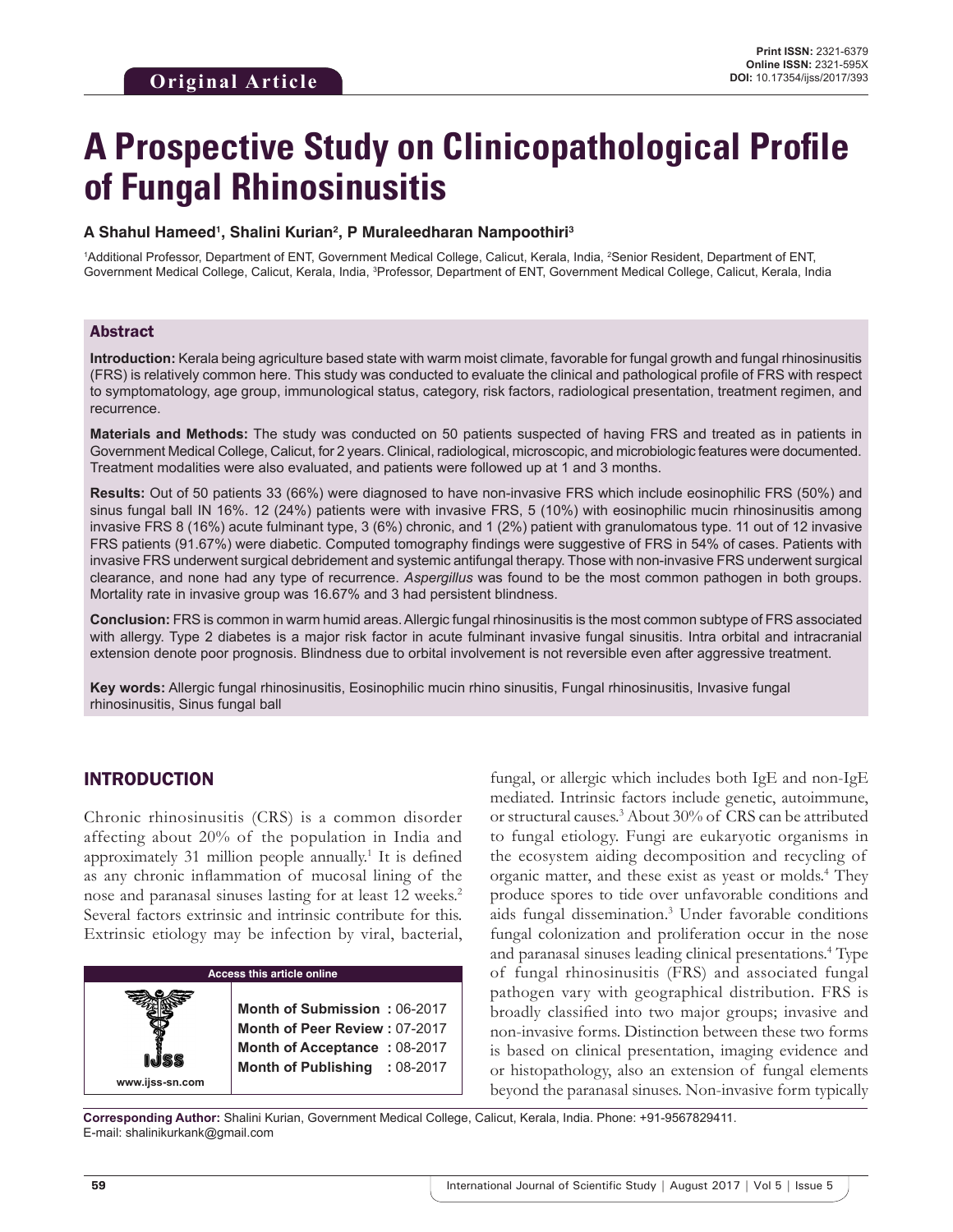**Original Article**

# A Prospective Study on Clinicopathological Profile of Fungal Rhinosinusitis

**A Shahul Hameed[1], Shalini Kurian[2], P Muraleedharan Nampoothiri[3]**

[1]Additional Professor, Department of ENT, Government Medical College, Calicut, Kerala, India, [2]Senior Resident, Department of ENT, Government Medical College, Calicut, Kerala, India, [3]Professor, Department of ENT, Government Medical College, Calicut, Kerala, India

## Abstract

**Introduction:** Kerala being agriculture based state with warm moist climate, favorable for fungal growth and fungal rhinosinusitis (FRS) is relatively common here. This study was conducted to evaluate the clinical and pathological profile of FRS with respect to symptomatology, age group, immunological status, category, risk factors, radiological presentation, treatment regimen, and recurrence.

**Materials and Methods:** The study was conducted on 50 patients suspected of having FRS and treated as in patients in Government Medical College, Calicut, for 2 years. Clinical, radiological, microscopic, and microbiologic features were documented. Treatment modalities were also evaluated, and patients were followed up at 1 and 3 months.

**Results:** Out of 50 patients 33 (66%) were diagnosed to have non-invasive FRS which include eosinophilic FRS (50%) and sinus fungal ball IN 16%. 12 (24%) patients were with invasive FRS, 5 (10%) with eosinophilic mucin rhinosinusitis among invasive FRS 8 (16%) acute fulminant type, 3 (6%) chronic, and 1 (2%) patient with granulomatous type. 11 out of 12 invasive FRS patients (91.67%) were diabetic. Computed tomography findings were suggestive of FRS in 54% of cases. Patients with invasive FRS underwent surgical debridement and systemic antifungal therapy. Those with non-invasive FRS underwent surgical clearance, and none had any type of recurrence. *Aspergillus* was found to be the most common pathogen in both groups. Mortality rate in invasive group was 16.67% and 3 had persistent blindness.

**Conclusion:** FRS is common in warm humid areas. Allergic fungal rhinosinusitis is the most common subtype of FRS associated with allergy. Type 2 diabetes is a major risk factor in acute fulminant invasive fungal sinusitis. Intra orbital and intracranial extension denote poor prognosis. Blindness due to orbital involvement is not reversible even after aggressive treatment.

**Key words:** Allergic fungal rhinosinusitis, Eosinophilic mucin rhino sinusitis, Fungal rhinosinusitis, Invasive fungal rhinosinusitis, Sinus fungal ball

| Access this article online | |
|---|---|
| www.ijss-sn.com | **Month of Submission :** 06-2017<br>**Month of Peer Review :** 07-2017<br>**Month of Acceptance :** 08-2017<br>**Month of Publishing :** 08-2017 |

## INTRODUCTION

Chronic rhinosinusitis (CRS) is a common disorder affecting about 20% of the population in India and approximately 31 million people annually.[1] It is defined as any chronic inflammation of mucosal lining of the nose and paranasal sinuses lasting for at least 12 weeks.[2] Several factors extrinsic and intrinsic contribute for this. Extrinsic etiology may be infection by viral, bacterial, fungal, or allergic which includes both IgE and non-IgE mediated. Intrinsic factors include genetic, autoimmune, or structural causes.[3] About 30% of CRS can be attributed to fungal etiology. Fungi are eukaryotic organisms in the ecosystem aiding decomposition and recycling of organic matter, and these exist as yeast or molds.[4] They produce spores to tide over unfavorable conditions and aids fungal dissemination.[3] Under favorable conditions fungal colonization and proliferation occur in the nose and paranasal sinuses leading clinical presentations.[4] Type of fungal rhinosinusitis (FRS) and associated fungal pathogen vary with geographical distribution. FRS is broadly classified into two major groups; invasive and non-invasive forms. Distinction between these two forms is based on clinical presentation, imaging evidence and or histopathology, also an extension of fungal elements beyond the paranasal sinuses. Non-invasive form typically

**Corresponding Author:** Shalini Kurian, Government Medical College, Calicut, Kerala, India. Phone: +91-9567829411. E-mail: shalinikurkank@gmail.com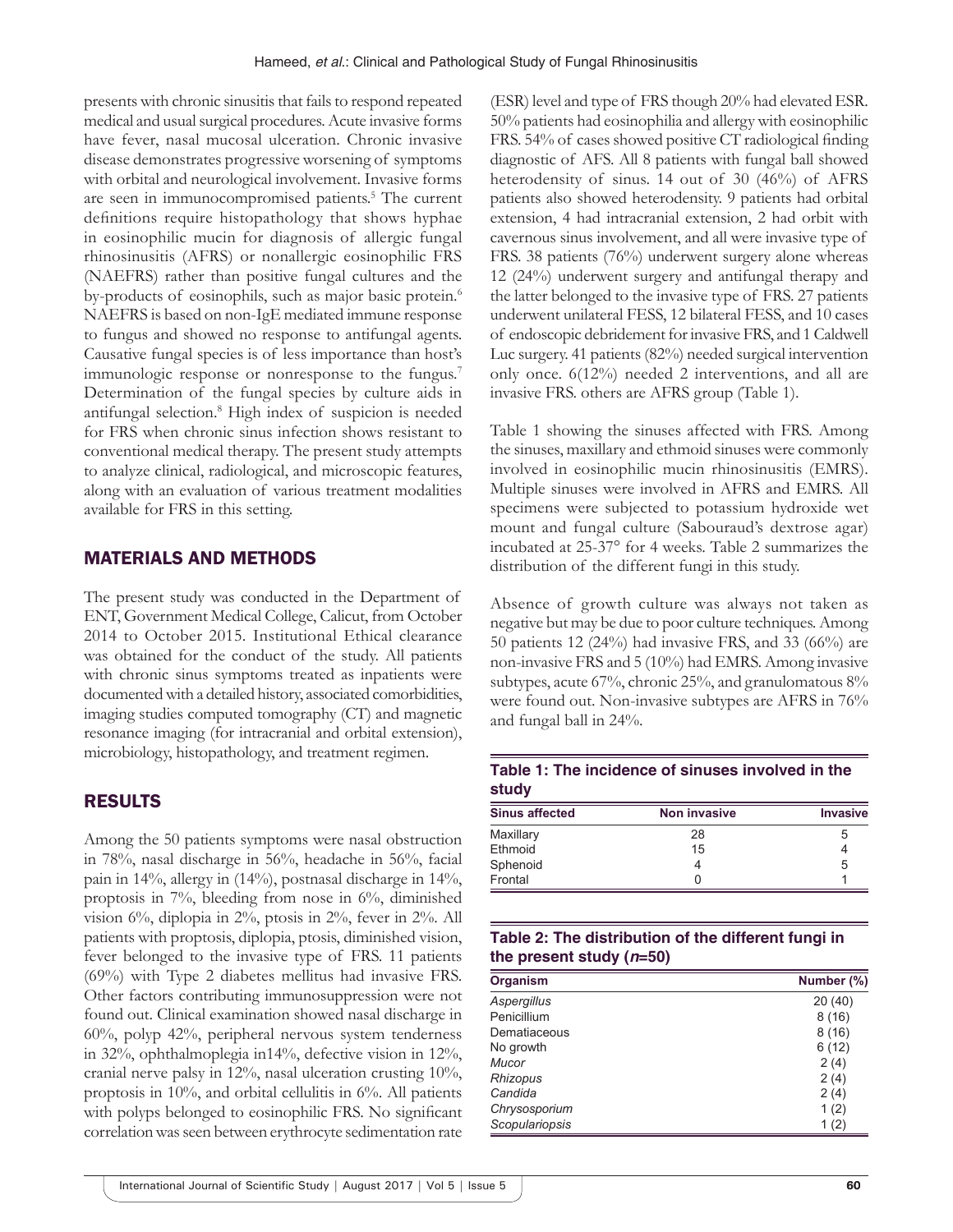presents with chronic sinusitis that fails to respond repeated medical and usual surgical procedures. Acute invasive forms have fever, nasal mucosal ulceration. Chronic invasive disease demonstrates progressive worsening of symptoms with orbital and neurological involvement. Invasive forms are seen in immunocompromised patients.[5] The current definitions require histopathology that shows hyphae in eosinophilic mucin for diagnosis of allergic fungal rhinosinusitis (AFRS) or nonallergic eosinophilic FRS (NAEFRS) rather than positive fungal cultures and the by-products of eosinophils, such as major basic protein.[6] NAEFRS is based on non-IgE mediated immune response to fungus and showed no response to antifungal agents. Causative fungal species is of less importance than host's immunologic response or nonresponse to the fungus.[7] Determination of the fungal species by culture aids in antifungal selection.[8] High index of suspicion is needed for FRS when chronic sinus infection shows resistant to conventional medical therapy. The present study attempts to analyze clinical, radiological, and microscopic features, along with an evaluation of various treatment modalities available for FRS in this setting.

## MATERIALS AND METHODS

The present study was conducted in the Department of ENT, Government Medical College, Calicut, from October 2014 to October 2015. Institutional Ethical clearance was obtained for the conduct of the study. All patients with chronic sinus symptoms treated as inpatients were documented with a detailed history, associated comorbidities, imaging studies computed tomography (CT) and magnetic resonance imaging (for intracranial and orbital extension), microbiology, histopathology, and treatment regimen.

## RESULTS

Among the 50 patients symptoms were nasal obstruction in 78%, nasal discharge in 56%, headache in 56%, facial pain in 14%, allergy in (14%), postnasal discharge in 14%, proptosis in 7%, bleeding from nose in 6%, diminished vision 6%, diplopia in 2%, ptosis in 2%, fever in 2%. All patients with proptosis, diplopia, ptosis, diminished vision, fever belonged to the invasive type of FRS. 11 patients (69%) with Type 2 diabetes mellitus had invasive FRS. Other factors contributing immunosuppression were not found out. Clinical examination showed nasal discharge in 60%, polyp 42%, peripheral nervous system tenderness in 32%, ophthalmoplegia in14%, defective vision in 12%, cranial nerve palsy in 12%, nasal ulceration crusting 10%, proptosis in 10%, and orbital cellulitis in 6%. All patients with polyps belonged to eosinophilic FRS. No significant correlation was seen between erythrocyte sedimentation rate (ESR) level and type of FRS though 20% had elevated ESR. 50% patients had eosinophilia and allergy with eosinophilic FRS. 54% of cases showed positive CT radiological finding diagnostic of AFS. All 8 patients with fungal ball showed heterodensity of sinus. 14 out of 30 (46%) of AFRS patients also showed heterodensity. 9 patients had orbital extension, 4 had intracranial extension, 2 had orbit with cavernous sinus involvement, and all were invasive type of FRS. 38 patients (76%) underwent surgery alone whereas 12 (24%) underwent surgery and antifungal therapy and the latter belonged to the invasive type of FRS. 27 patients underwent unilateral FESS, 12 bilateral FESS, and 10 cases of endoscopic debridement for invasive FRS, and 1 Caldwell Luc surgery. 41 patients (82%) needed surgical intervention only once. 6(12%) needed 2 interventions, and all are invasive FRS. others are AFRS group (Table 1).

Table 1 showing the sinuses affected with FRS. Among the sinuses, maxillary and ethmoid sinuses were commonly involved in eosinophilic mucin rhinosinusitis (EMRS). Multiple sinuses were involved in AFRS and EMRS. All specimens were subjected to potassium hydroxide wet mount and fungal culture (Sabouraud's dextrose agar) incubated at 25-37° for 4 weeks. Table 2 summarizes the distribution of the different fungi in this study.

Absence of growth culture was always not taken as negative but may be due to poor culture techniques. Among 50 patients 12 (24%) had invasive FRS, and 33 (66%) are non-invasive FRS and 5 (10%) had EMRS. Among invasive subtypes, acute 67%, chronic 25%, and granulomatous 8% were found out. Non-invasive subtypes are AFRS in 76% and fungal ball in 24%.

**Table 1: The incidence of sinuses involved in the study**

| Sinus affected | Non invasive | Invasive |
|---|---|---|
| Maxillary | 28 | 5 |
| Ethmoid | 15 | 4 |
| Sphenoid | 4 | 5 |
| Frontal | 0 | 1 |

**Table 2: The distribution of the different fungi in the present study (*n*=50)**

| Organism | Number (%) |
|---|---|
| *Aspergillus* | 20 (40) |
| Penicillium | 8 (16) |
| Dematiaceous | 8 (16) |
| No growth | 6 (12) |
| *Mucor* | 2 (4) |
| *Rhizopus* | 2 (4) |
| *Candida* | 2 (4) |
| *Chrysosporium* | 1 (2) |
| *Scopulariopsis* | 1 (2) |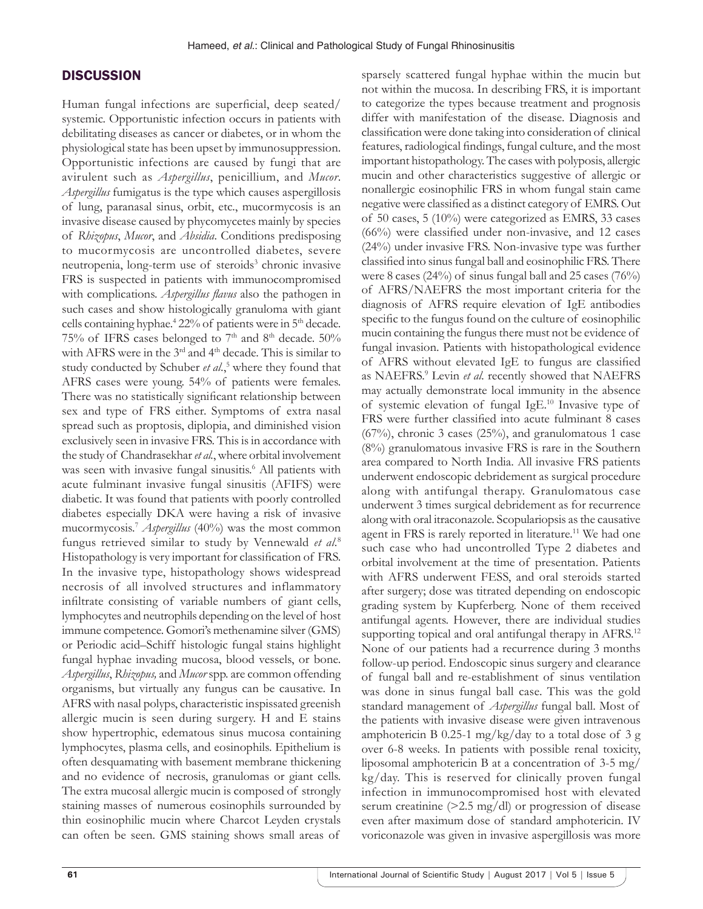## DISCUSSION

Human fungal infections are superficial, deep seated/systemic. Opportunistic infection occurs in patients with debilitating diseases as cancer or diabetes, or in whom the physiological state has been upset by immunosuppression. Opportunistic infections are caused by fungi that are avirulent such as *Aspergillus*, penicillium, and *Mucor*. *Aspergillus* fumigatus is the type which causes aspergillosis of lung, paranasal sinus, orbit, etc., mucormycosis is an invasive disease caused by phycomycetes mainly by species of *Rhizopus*, *Mucor*, and *Absidia*. Conditions predisposing to mucormycosis are uncontrolled diabetes, severe neutropenia, long-term use of steroids[3] chronic invasive FRS is suspected in patients with immunocompromised with complications. *Aspergillus flavus* also the pathogen in such cases and show histologically granuloma with giant cells containing hyphae.[4] 22% of patients were in 5th decade. 75% of IFRS cases belonged to 7th and 8th decade. 50% with AFRS were in the 3rd and 4th decade. This is similar to study conducted by Schuber *et al*.,[5] where they found that AFRS cases were young. 54% of patients were females. There was no statistically significant relationship between sex and type of FRS either. Symptoms of extra nasal spread such as proptosis, diplopia, and diminished vision exclusively seen in invasive FRS. This is in accordance with the study of Chandrasekhar *et al*., where orbital involvement was seen with invasive fungal sinusitis.[6] All patients with acute fulminant invasive fungal sinusitis (AFIFS) were diabetic. It was found that patients with poorly controlled diabetes especially DKA were having a risk of invasive mucormycosis.[7] *Aspergillus* (40%) was the most common fungus retrieved similar to study by Vennewald *et al*.[8] Histopathology is very important for classification of FRS. In the invasive type, histopathology shows widespread necrosis of all involved structures and inflammatory infiltrate consisting of variable numbers of giant cells, lymphocytes and neutrophils depending on the level of host immune competence. Gomori's methenamine silver (GMS) or Periodic acid–Schiff histologic fungal stains highlight fungal hyphae invading mucosa, blood vessels, or bone. *Aspergillus*, *Rhizopus,* and *Mucor* spp. are common offending organisms, but virtually any fungus can be causative. In AFRS with nasal polyps, characteristic inspissated greenish allergic mucin is seen during surgery. H and E stains show hypertrophic, edematous sinus mucosa containing lymphocytes, plasma cells, and eosinophils. Epithelium is often desquamating with basement membrane thickening and no evidence of necrosis, granulomas or giant cells. The extra mucosal allergic mucin is composed of strongly staining masses of numerous eosinophils surrounded by thin eosinophilic mucin where Charcot Leyden crystals can often be seen. GMS staining shows small areas of sparsely scattered fungal hyphae within the mucin but not within the mucosa. In describing FRS, it is important to categorize the types because treatment and prognosis differ with manifestation of the disease. Diagnosis and classification were done taking into consideration of clinical features, radiological findings, fungal culture, and the most important histopathology. The cases with polyposis, allergic mucin and other characteristics suggestive of allergic or nonallergic eosinophilic FRS in whom fungal stain came negative were classified as a distinct category of EMRS. Out of 50 cases, 5 (10%) were categorized as EMRS, 33 cases (66%) were classified under non-invasive, and 12 cases (24%) under invasive FRS. Non-invasive type was further classified into sinus fungal ball and eosinophilic FRS. There were 8 cases (24%) of sinus fungal ball and 25 cases (76%) of AFRS/NAEFRS the most important criteria for the diagnosis of AFRS require elevation of IgE antibodies specific to the fungus found on the culture of eosinophilic mucin containing the fungus there must not be evidence of fungal invasion. Patients with histopathological evidence of AFRS without elevated IgE to fungus are classified as NAEFRS.[9] Levin *et al*. recently showed that NAEFRS may actually demonstrate local immunity in the absence of systemic elevation of fungal IgE.[10] Invasive type of FRS were further classified into acute fulminant 8 cases (67%), chronic 3 cases (25%), and granulomatous 1 case (8%) granulomatous invasive FRS is rare in the Southern area compared to North India. All invasive FRS patients underwent endoscopic debridement as surgical procedure along with antifungal therapy. Granulomatous case underwent 3 times surgical debridement as for recurrence along with oral itraconazole. Scopulariopsis as the causative agent in FRS is rarely reported in literature.[11] We had one such case who had uncontrolled Type 2 diabetes and orbital involvement at the time of presentation. Patients with AFRS underwent FESS, and oral steroids started after surgery; dose was titrated depending on endoscopic grading system by Kupferberg. None of them received antifungal agents. However, there are individual studies supporting topical and oral antifungal therapy in AFRS.[12] None of our patients had a recurrence during 3 months follow-up period. Endoscopic sinus surgery and clearance of fungal ball and re-establishment of sinus ventilation was done in sinus fungal ball case. This was the gold standard management of *Aspergillus* fungal ball. Most of the patients with invasive disease were given intravenous amphotericin B 0.25-1 mg/kg/day to a total dose of 3 g over 6-8 weeks. In patients with possible renal toxicity, liposomal amphotericin B at a concentration of 3-5 mg/kg/day. This is reserved for clinically proven fungal infection in immunocompromised host with elevated serum creatinine (>2.5 mg/dl) or progression of disease even after maximum dose of standard amphotericin. IV voriconazole was given in invasive aspergillosis was more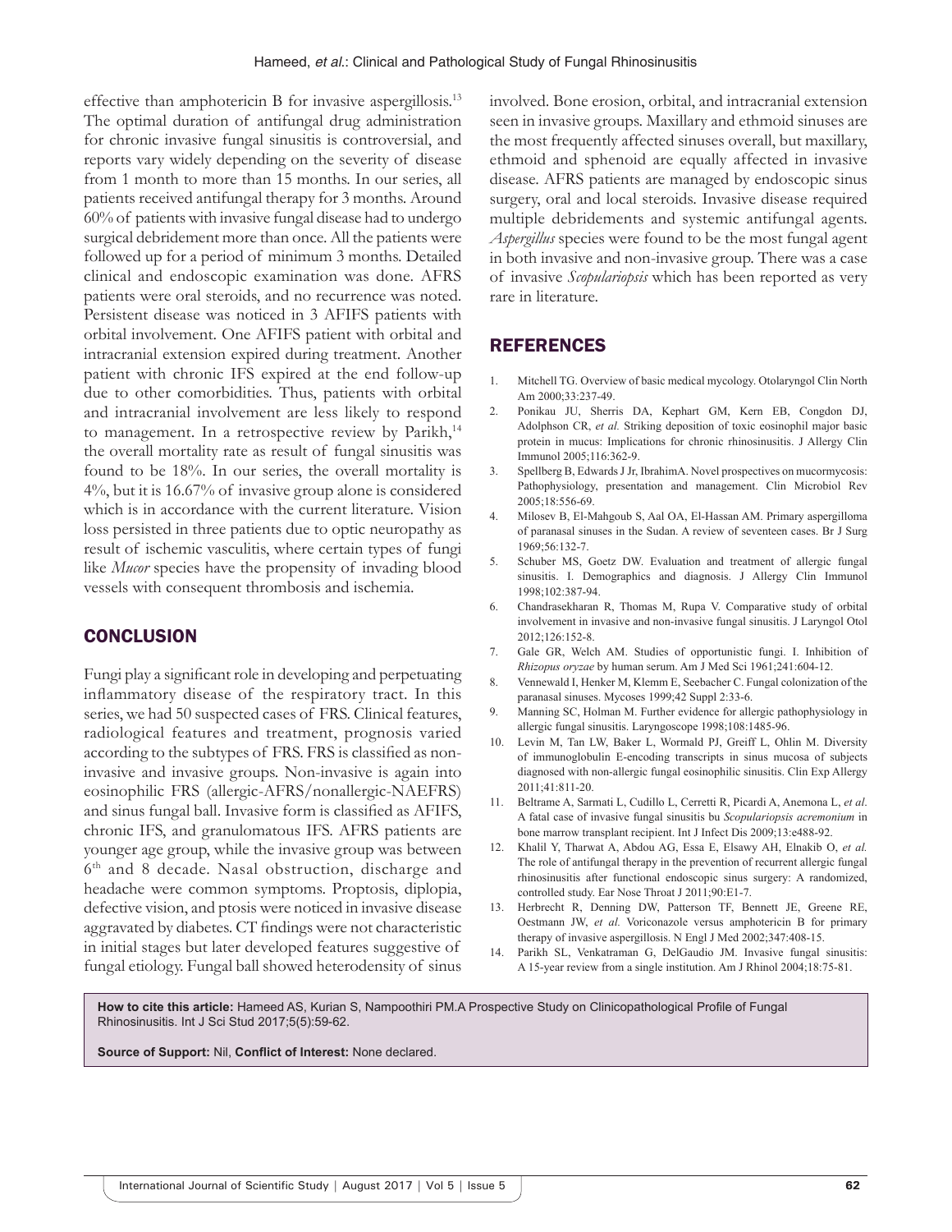effective than amphotericin B for invasive aspergillosis.[13] The optimal duration of antifungal drug administration for chronic invasive fungal sinusitis is controversial, and reports vary widely depending on the severity of disease from 1 month to more than 15 months. In our series, all patients received antifungal therapy for 3 months. Around 60% of patients with invasive fungal disease had to undergo surgical debridement more than once. All the patients were followed up for a period of minimum 3 months. Detailed clinical and endoscopic examination was done. AFRS patients were oral steroids, and no recurrence was noted. Persistent disease was noticed in 3 AFIFS patients with orbital involvement. One AFIFS patient with orbital and intracranial extension expired during treatment. Another patient with chronic IFS expired at the end follow-up due to other comorbidities. Thus, patients with orbital and intracranial involvement are less likely to respond to management. In a retrospective review by Parikh,[14] the overall mortality rate as result of fungal sinusitis was found to be 18%. In our series, the overall mortality is 4%, but it is 16.67% of invasive group alone is considered which is in accordance with the current literature. Vision loss persisted in three patients due to optic neuropathy as result of ischemic vasculitis, where certain types of fungi like *Mucor* species have the propensity of invading blood vessels with consequent thrombosis and ischemia.

## CONCLUSION

Fungi play a significant role in developing and perpetuating inflammatory disease of the respiratory tract. In this series, we had 50 suspected cases of FRS. Clinical features, radiological features and treatment, prognosis varied according to the subtypes of FRS. FRS is classified as non-invasive and invasive groups. Non-invasive is again into eosinophilic FRS (allergic-AFRS/nonallergic-NAEFRS) and sinus fungal ball. Invasive form is classified as AFIFS, chronic IFS, and granulomatous IFS. AFRS patients are younger age group, while the invasive group was between 6th and 8 decade. Nasal obstruction, discharge and headache were common symptoms. Proptosis, diplopia, defective vision, and ptosis were noticed in invasive disease aggravated by diabetes. CT findings were not characteristic in initial stages but later developed features suggestive of fungal etiology. Fungal ball showed heterodensity of sinus involved. Bone erosion, orbital, and intracranial extension seen in invasive groups. Maxillary and ethmoid sinuses are the most frequently affected sinuses overall, but maxillary, ethmoid and sphenoid are equally affected in invasive disease. AFRS patients are managed by endoscopic sinus surgery, oral and local steroids. Invasive disease required multiple debridements and systemic antifungal agents. *Aspergillus* species were found to be the most fungal agent in both invasive and non-invasive group. There was a case of invasive *Scopulariopsis* which has been reported as very rare in literature.

## REFERENCES

1. Mitchell TG. Overview of basic medical mycology. Otolaryngol Clin North Am 2000;33:237-49.
2. Ponikau JU, Sherris DA, Kephart GM, Kern EB, Congdon DJ, Adolphson CR, *et al.* Striking deposition of toxic eosinophil major basic protein in mucus: Implications for chronic rhinosinusitis. J Allergy Clin Immunol 2005;116:362-9.
3. Spellberg B, Edwards J Jr, IbrahimA. Novel prospectives on mucormycosis: Pathophysiology, presentation and management. Clin Microbiol Rev 2005;18:556-69.
4. Milosev B, El-Mahgoub S, Aal OA, El-Hassan AM. Primary aspergilloma of paranasal sinuses in the Sudan. A review of seventeen cases. Br J Surg 1969;56:132-7.
5. Schuber MS, Goetz DW. Evaluation and treatment of allergic fungal sinusitis. I. Demographics and diagnosis. J Allergy Clin Immunol 1998;102:387-94.
6. Chandrasekharan R, Thomas M, Rupa V. Comparative study of orbital involvement in invasive and non-invasive fungal sinusitis. J Laryngol Otol 2012;126:152-8.
7. Gale GR, Welch AM. Studies of opportunistic fungi. I. Inhibition of *Rhizopus oryzae* by human serum. Am J Med Sci 1961;241:604-12.
8. Vennewald I, Henker M, Klemm E, Seebacher C. Fungal colonization of the paranasal sinuses. Mycoses 1999;42 Suppl 2:33-6.
9. Manning SC, Holman M. Further evidence for allergic pathophysiology in allergic fungal sinusitis. Laryngoscope 1998;108:1485-96.
10. Levin M, Tan LW, Baker L, Wormald PJ, Greiff L, Ohlin M. Diversity of immunoglobulin E-encoding transcripts in sinus mucosa of subjects diagnosed with non-allergic fungal eosinophilic sinusitis. Clin Exp Allergy 2011;41:811-20.
11. Beltrame A, Sarmati L, Cudillo L, Cerretti R, Picardi A, Anemona L, *et al*. A fatal case of invasive fungal sinusitis bu *Scopulariopsis acremonium* in bone marrow transplant recipient. Int J Infect Dis 2009;13:e488-92.
12. Khalil Y, Tharwat A, Abdou AG, Essa E, Elsawy AH, Elnakib O, *et al.* The role of antifungal therapy in the prevention of recurrent allergic fungal rhinosinusitis after functional endoscopic sinus surgery: A randomized, controlled study. Ear Nose Throat J 2011;90:E1-7.
13. Herbrecht R, Denning DW, Patterson TF, Bennett JE, Greene RE, Oestmann JW, *et al.* Voriconazole versus amphotericin B for primary therapy of invasive aspergillosis. N Engl J Med 2002;347:408-15.
14. Parikh SL, Venkatraman G, DelGaudio JM. Invasive fungal sinusitis: A 15-year review from a single institution. Am J Rhinol 2004;18:75-81.

**How to cite this article:** Hameed AS, Kurian S, Nampoothiri PM.A Prospective Study on Clinicopathological Profile of Fungal Rhinosinusitis. Int J Sci Stud 2017;5(5):59-62.

**Source of Support:** Nil, **Conflict of Interest:** None declared.